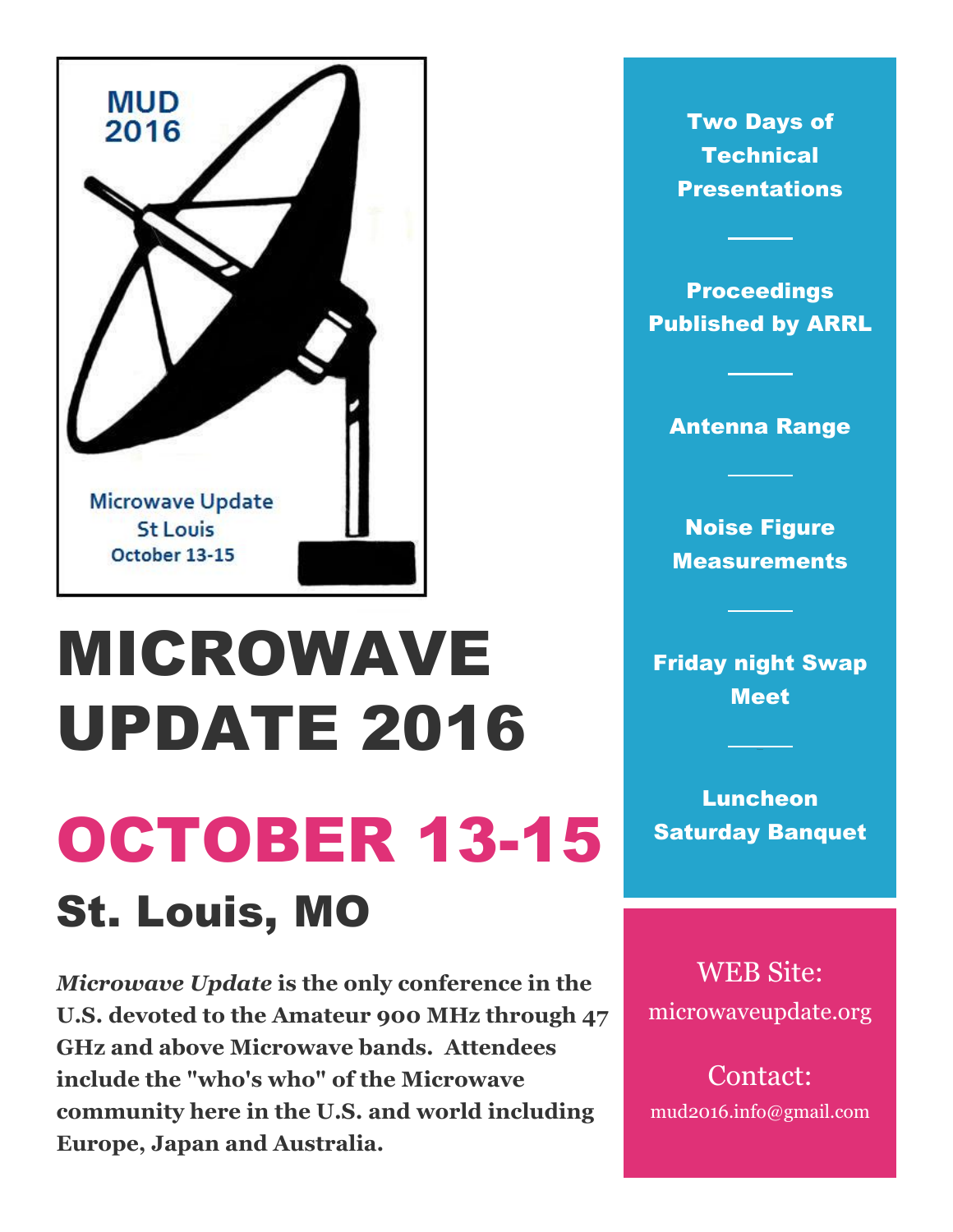MUD 2016

Microwave Update
St Louis
October 13-15

# MICROWAVE UPDATE 2016

# OCTOBER 13-15

## St. Louis, MO

***Microwave Update* is the only conference in the U.S. devoted to the Amateur 900 MHz through 47 GHz and above Microwave bands. Attendees include the "who's who" of the Microwave community here in the U.S. and world including Europe, Japan and Australia.**

**Two Days of Technical Presentations**

**Proceedings Published by ARRL**

**Antenna Range**

**Noise Figure Measurements**

**Friday night Swap Meet**

**Luncheon**
**Saturday Banquet**

WEB Site:
microwaveupdate.org

Contact:
mud2016.info@gmail.com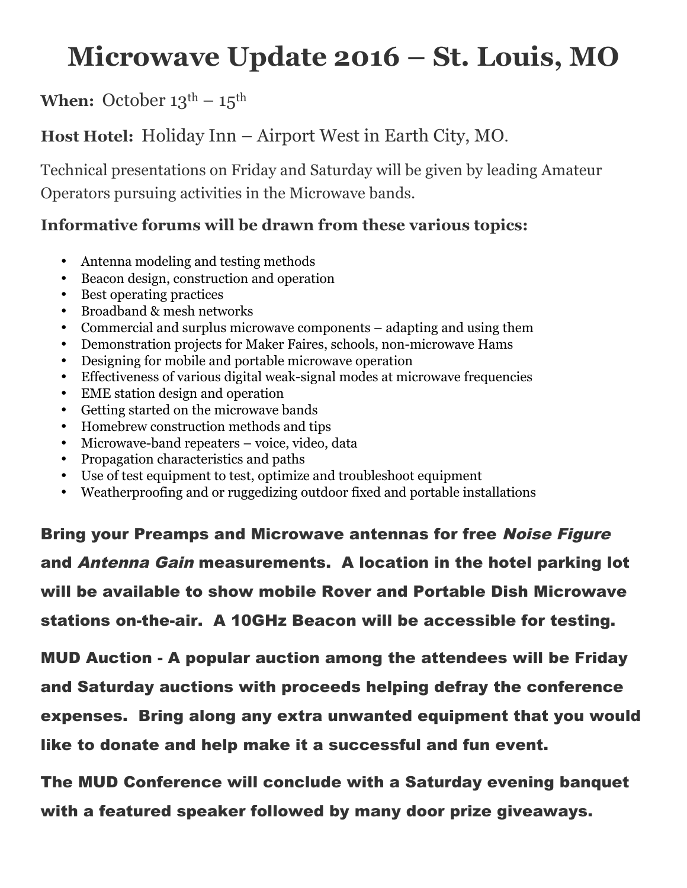# Microwave Update 2016 – St. Louis, MO

**When:** October 13th – 15th

**Host Hotel:** Holiday Inn – Airport West in Earth City, MO.

Technical presentations on Friday and Saturday will be given by leading Amateur Operators pursuing activities in the Microwave bands.

### Informative forums will be drawn from these various topics:

- Antenna modeling and testing methods
- Beacon design, construction and operation
- Best operating practices
- Broadband & mesh networks
- Commercial and surplus microwave components – adapting and using them
- Demonstration projects for Maker Faires, schools, non-microwave Hams
- Designing for mobile and portable microwave operation
- Effectiveness of various digital weak-signal modes at microwave frequencies
- EME station design and operation
- Getting started on the microwave bands
- Homebrew construction methods and tips
- Microwave-band repeaters – voice, video, data
- Propagation characteristics and paths
- Use of test equipment to test, optimize and troubleshoot equipment
- Weatherproofing and or ruggedizing outdoor fixed and portable installations

**Bring your Preamps and Microwave antennas for free *Noise Figure* and *Antenna Gain* measurements. A location in the hotel parking lot will be available to show mobile Rover and Portable Dish Microwave stations on-the-air. A 10GHz Beacon will be accessible for testing.**

**MUD Auction - A popular auction among the attendees will be Friday and Saturday auctions with proceeds helping defray the conference expenses. Bring along any extra unwanted equipment that you would like to donate and help make it a successful and fun event.**

**The MUD Conference will conclude with a Saturday evening banquet with a featured speaker followed by many door prize giveaways.**